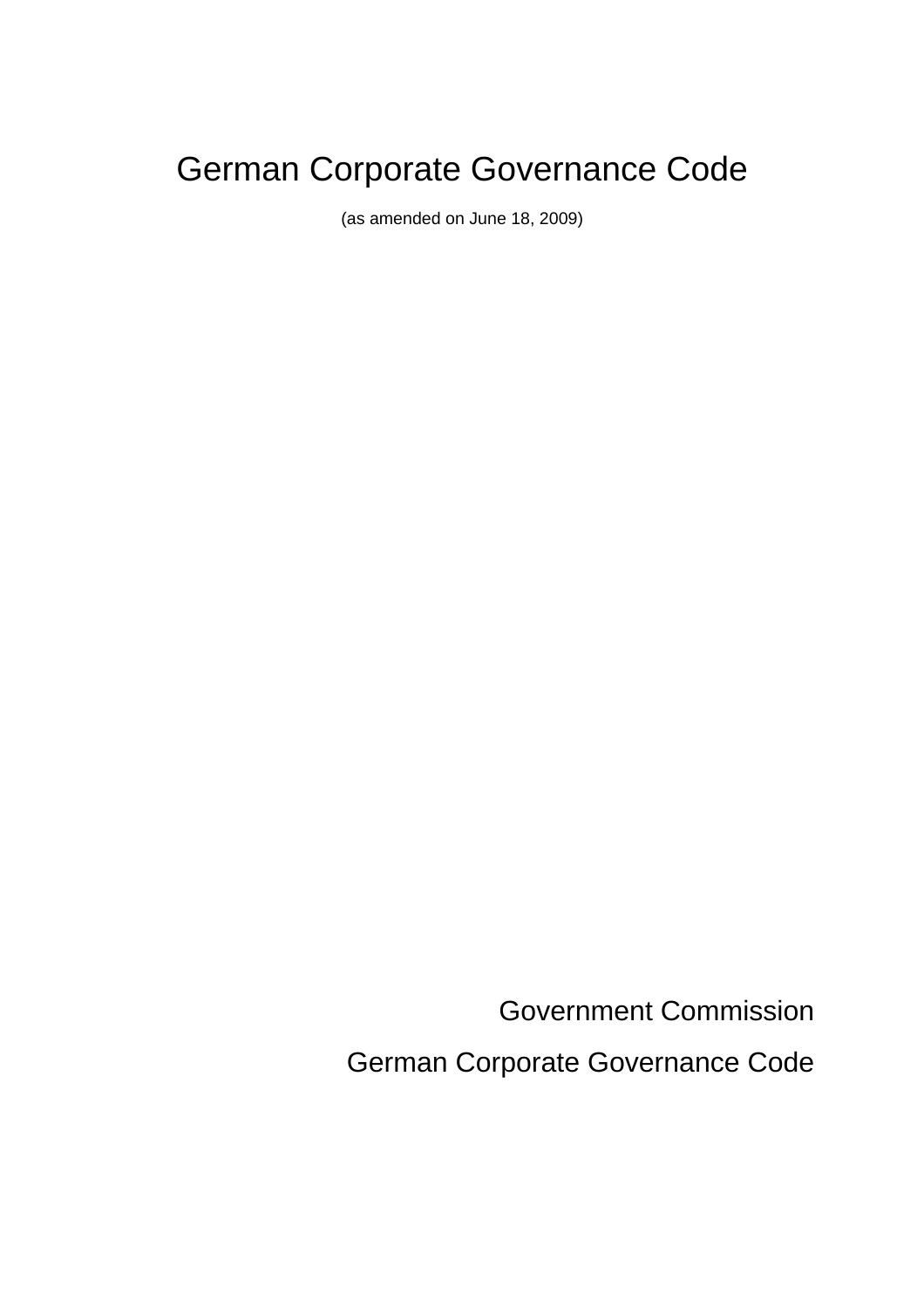# German Corporate Governance Code

(as amended on June 18, 2009)

Government Commission

German Corporate Governance Code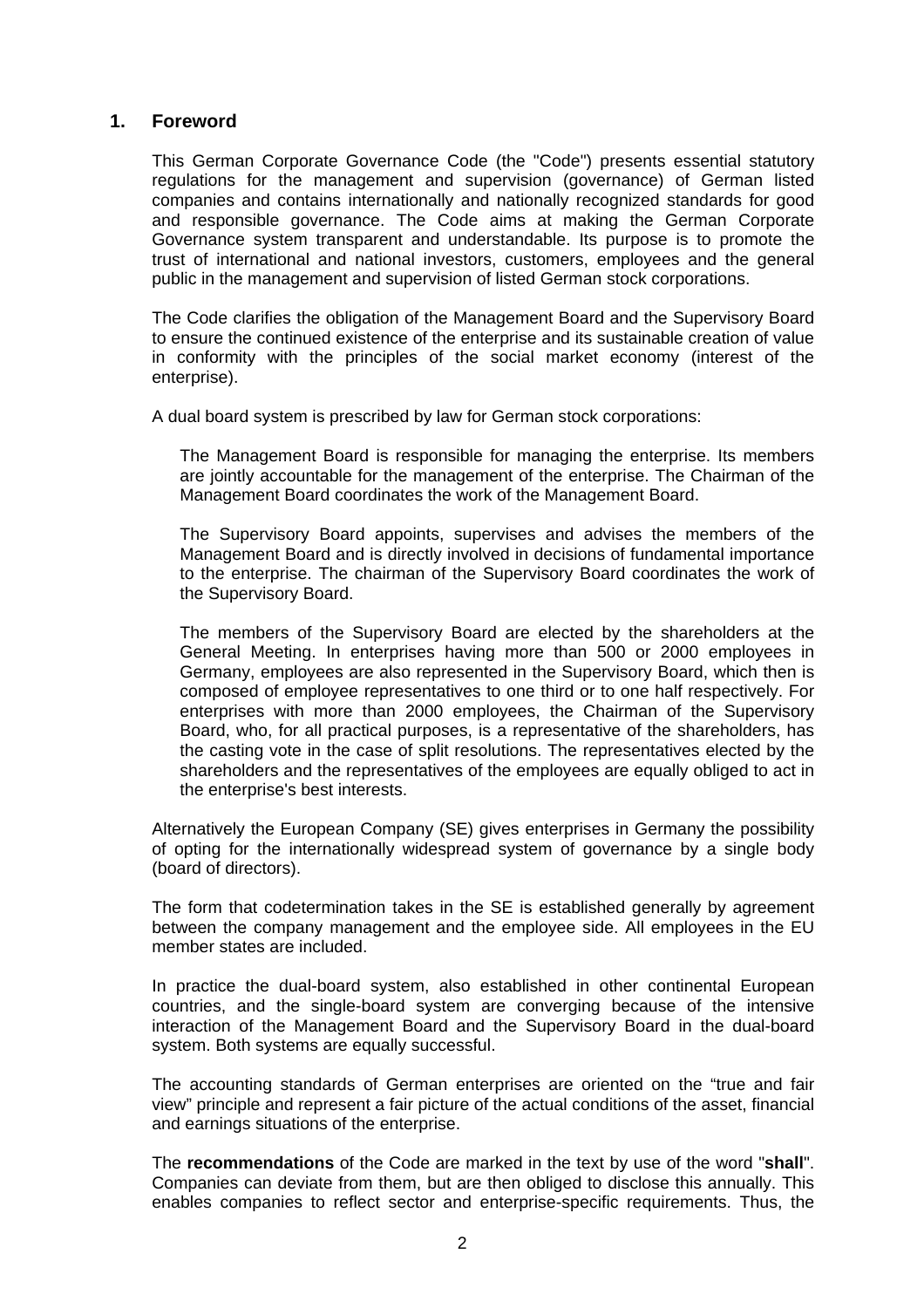# 1. Foreword

This German Corporate Governance Code (the "Code") presents essential statutory regulations for the management and supervision (governance) of German listed companies and contains internationally and nationally recognized standards for good and responsible governance. The Code aims at making the German Corporate Governance system transparent and understandable. Its purpose is to promote the trust of international and national investors, customers, employees and the general public in the management and supervision of listed German stock corporations.

The Code clarifies the obligation of the Management Board and the Supervisory Board to ensure the continued existence of the enterprise and its sustainable creation of value in conformity with the principles of the social market economy (interest of the enterprise).

A dual board system is prescribed by law for German stock corporations:

> The Management Board is responsible for managing the enterprise. Its members are jointly accountable for the management of the enterprise. The Chairman of the Management Board coordinates the work of the Management Board.
>
> The Supervisory Board appoints, supervises and advises the members of the Management Board and is directly involved in decisions of fundamental importance to the enterprise. The chairman of the Supervisory Board coordinates the work of the Supervisory Board.
>
> The members of the Supervisory Board are elected by the shareholders at the General Meeting. In enterprises having more than 500 or 2000 employees in Germany, employees are also represented in the Supervisory Board, which then is composed of employee representatives to one third or to one half respectively. For enterprises with more than 2000 employees, the Chairman of the Supervisory Board, who, for all practical purposes, is a representative of the shareholders, has the casting vote in the case of split resolutions. The representatives elected by the shareholders and the representatives of the employees are equally obliged to act in the enterprise's best interests.

Alternatively the European Company (SE) gives enterprises in Germany the possibility of opting for the internationally widespread system of governance by a single body (board of directors).

The form that codetermination takes in the SE is established generally by agreement between the company management and the employee side. All employees in the EU member states are included.

In practice the dual-board system, also established in other continental European countries, and the single-board system are converging because of the intensive interaction of the Management Board and the Supervisory Board in the dual-board system. Both systems are equally successful.

The accounting standards of German enterprises are oriented on the "true and fair view" principle and represent a fair picture of the actual conditions of the asset, financial and earnings situations of the enterprise.

The **recommendations** of the Code are marked in the text by use of the word "**shall**". Companies can deviate from them, but are then obliged to disclose this annually. This enables companies to reflect sector and enterprise-specific requirements. Thus, the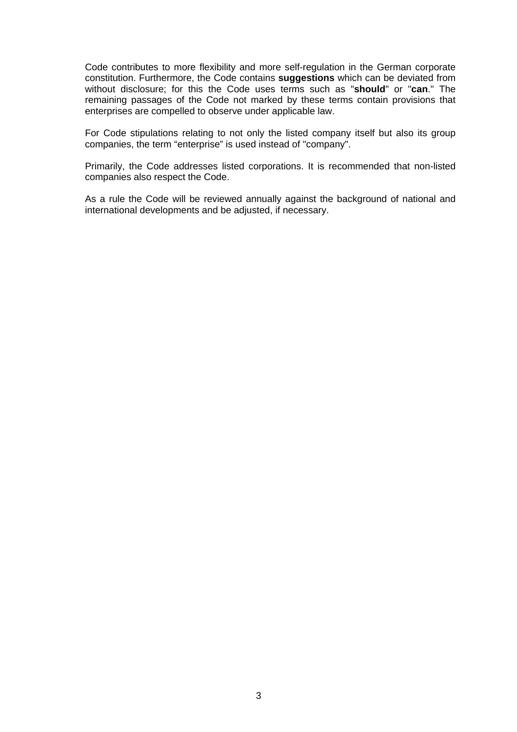Code contributes to more flexibility and more self-regulation in the German corporate constitution. Furthermore, the Code contains **suggestions** which can be deviated from without disclosure; for this the Code uses terms such as "**should**" or "**can**." The remaining passages of the Code not marked by these terms contain provisions that enterprises are compelled to observe under applicable law.

For Code stipulations relating to not only the listed company itself but also its group companies, the term “enterprise” is used instead of "company".

Primarily, the Code addresses listed corporations. It is recommended that non-listed companies also respect the Code.

As a rule the Code will be reviewed annually against the background of national and international developments and be adjusted, if necessary.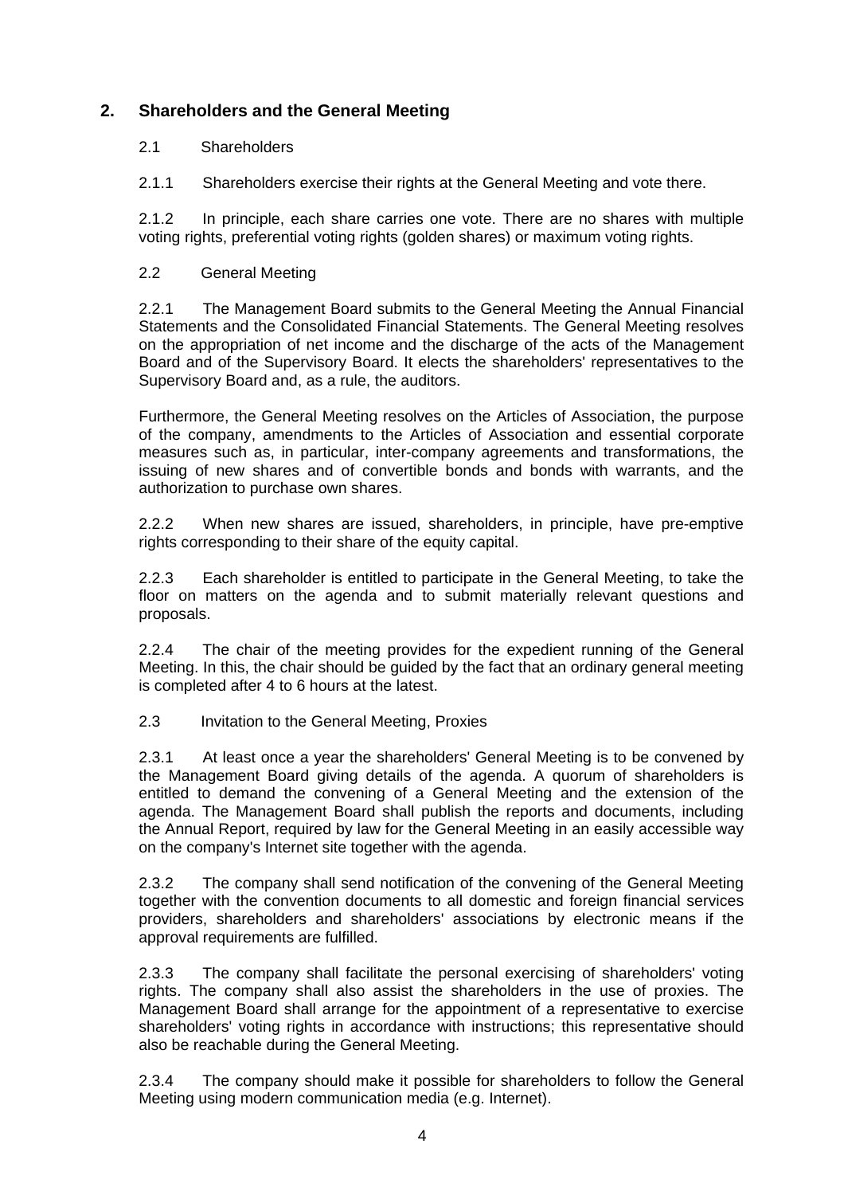## 2. Shareholders and the General Meeting

### 2.1 Shareholders

2.1.1 Shareholders exercise their rights at the General Meeting and vote there.

2.1.2 In principle, each share carries one vote. There are no shares with multiple voting rights, preferential voting rights (golden shares) or maximum voting rights.

### 2.2 General Meeting

2.2.1 The Management Board submits to the General Meeting the Annual Financial Statements and the Consolidated Financial Statements. The General Meeting resolves on the appropriation of net income and the discharge of the acts of the Management Board and of the Supervisory Board. It elects the shareholders' representatives to the Supervisory Board and, as a rule, the auditors.

Furthermore, the General Meeting resolves on the Articles of Association, the purpose of the company, amendments to the Articles of Association and essential corporate measures such as, in particular, inter-company agreements and transformations, the issuing of new shares and of convertible bonds and bonds with warrants, and the authorization to purchase own shares.

2.2.2 When new shares are issued, shareholders, in principle, have pre-emptive rights corresponding to their share of the equity capital.

2.2.3 Each shareholder is entitled to participate in the General Meeting, to take the floor on matters on the agenda and to submit materially relevant questions and proposals.

2.2.4 The chair of the meeting provides for the expedient running of the General Meeting. In this, the chair should be guided by the fact that an ordinary general meeting is completed after 4 to 6 hours at the latest.

### 2.3 Invitation to the General Meeting, Proxies

2.3.1 At least once a year the shareholders' General Meeting is to be convened by the Management Board giving details of the agenda. A quorum of shareholders is entitled to demand the convening of a General Meeting and the extension of the agenda. The Management Board shall publish the reports and documents, including the Annual Report, required by law for the General Meeting in an easily accessible way on the company's Internet site together with the agenda.

2.3.2 The company shall send notification of the convening of the General Meeting together with the convention documents to all domestic and foreign financial services providers, shareholders and shareholders' associations by electronic means if the approval requirements are fulfilled.

2.3.3 The company shall facilitate the personal exercising of shareholders' voting rights. The company shall also assist the shareholders in the use of proxies. The Management Board shall arrange for the appointment of a representative to exercise shareholders' voting rights in accordance with instructions; this representative should also be reachable during the General Meeting.

2.3.4 The company should make it possible for shareholders to follow the General Meeting using modern communication media (e.g. Internet).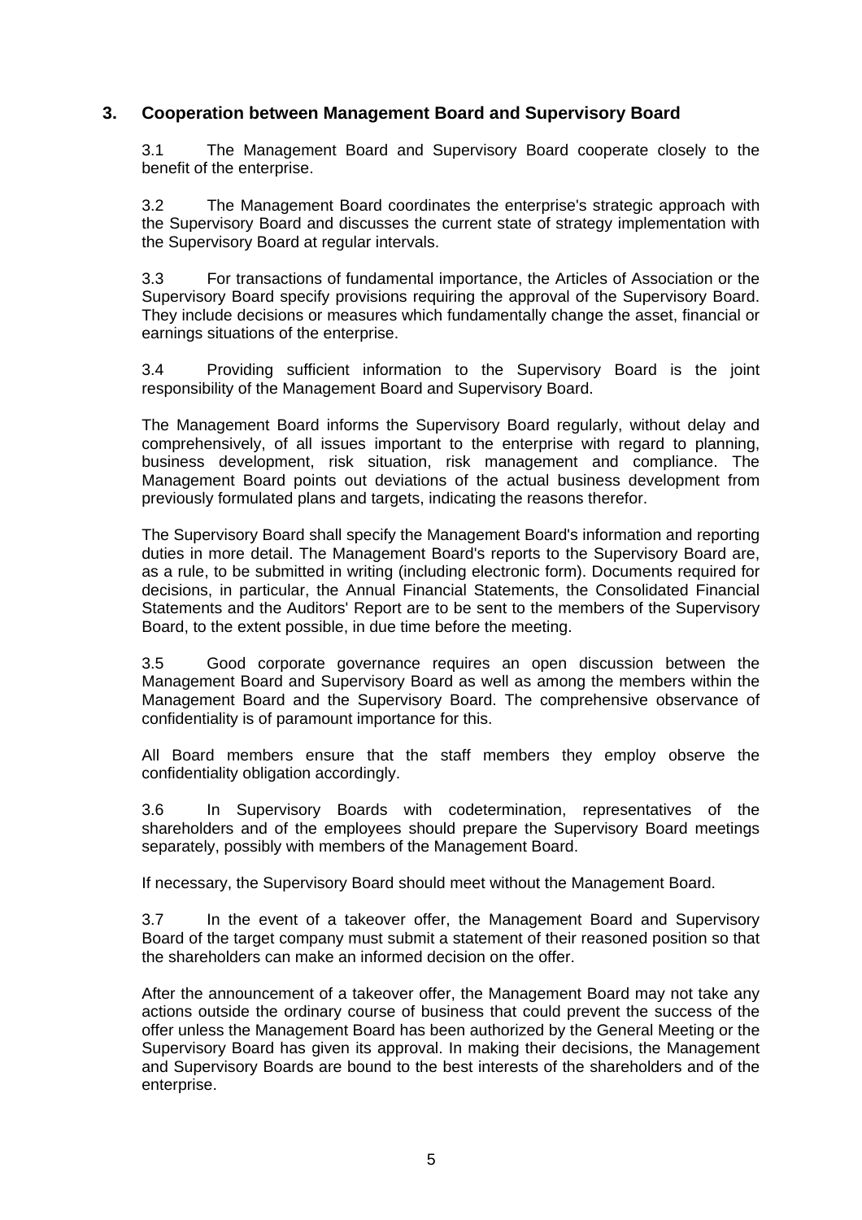## 3. Cooperation between Management Board and Supervisory Board

3.1 The Management Board and Supervisory Board cooperate closely to the benefit of the enterprise.

3.2 The Management Board coordinates the enterprise's strategic approach with the Supervisory Board and discusses the current state of strategy implementation with the Supervisory Board at regular intervals.

3.3 For transactions of fundamental importance, the Articles of Association or the Supervisory Board specify provisions requiring the approval of the Supervisory Board. They include decisions or measures which fundamentally change the asset, financial or earnings situations of the enterprise.

3.4 Providing sufficient information to the Supervisory Board is the joint responsibility of the Management Board and Supervisory Board.

The Management Board informs the Supervisory Board regularly, without delay and comprehensively, of all issues important to the enterprise with regard to planning, business development, risk situation, risk management and compliance. The Management Board points out deviations of the actual business development from previously formulated plans and targets, indicating the reasons therefor.

The Supervisory Board shall specify the Management Board's information and reporting duties in more detail. The Management Board's reports to the Supervisory Board are, as a rule, to be submitted in writing (including electronic form). Documents required for decisions, in particular, the Annual Financial Statements, the Consolidated Financial Statements and the Auditors' Report are to be sent to the members of the Supervisory Board, to the extent possible, in due time before the meeting.

3.5 Good corporate governance requires an open discussion between the Management Board and Supervisory Board as well as among the members within the Management Board and the Supervisory Board. The comprehensive observance of confidentiality is of paramount importance for this.

All Board members ensure that the staff members they employ observe the confidentiality obligation accordingly.

3.6 In Supervisory Boards with codetermination, representatives of the shareholders and of the employees should prepare the Supervisory Board meetings separately, possibly with members of the Management Board.

If necessary, the Supervisory Board should meet without the Management Board.

3.7 In the event of a takeover offer, the Management Board and Supervisory Board of the target company must submit a statement of their reasoned position so that the shareholders can make an informed decision on the offer.

After the announcement of a takeover offer, the Management Board may not take any actions outside the ordinary course of business that could prevent the success of the offer unless the Management Board has been authorized by the General Meeting or the Supervisory Board has given its approval. In making their decisions, the Management and Supervisory Boards are bound to the best interests of the shareholders and of the enterprise.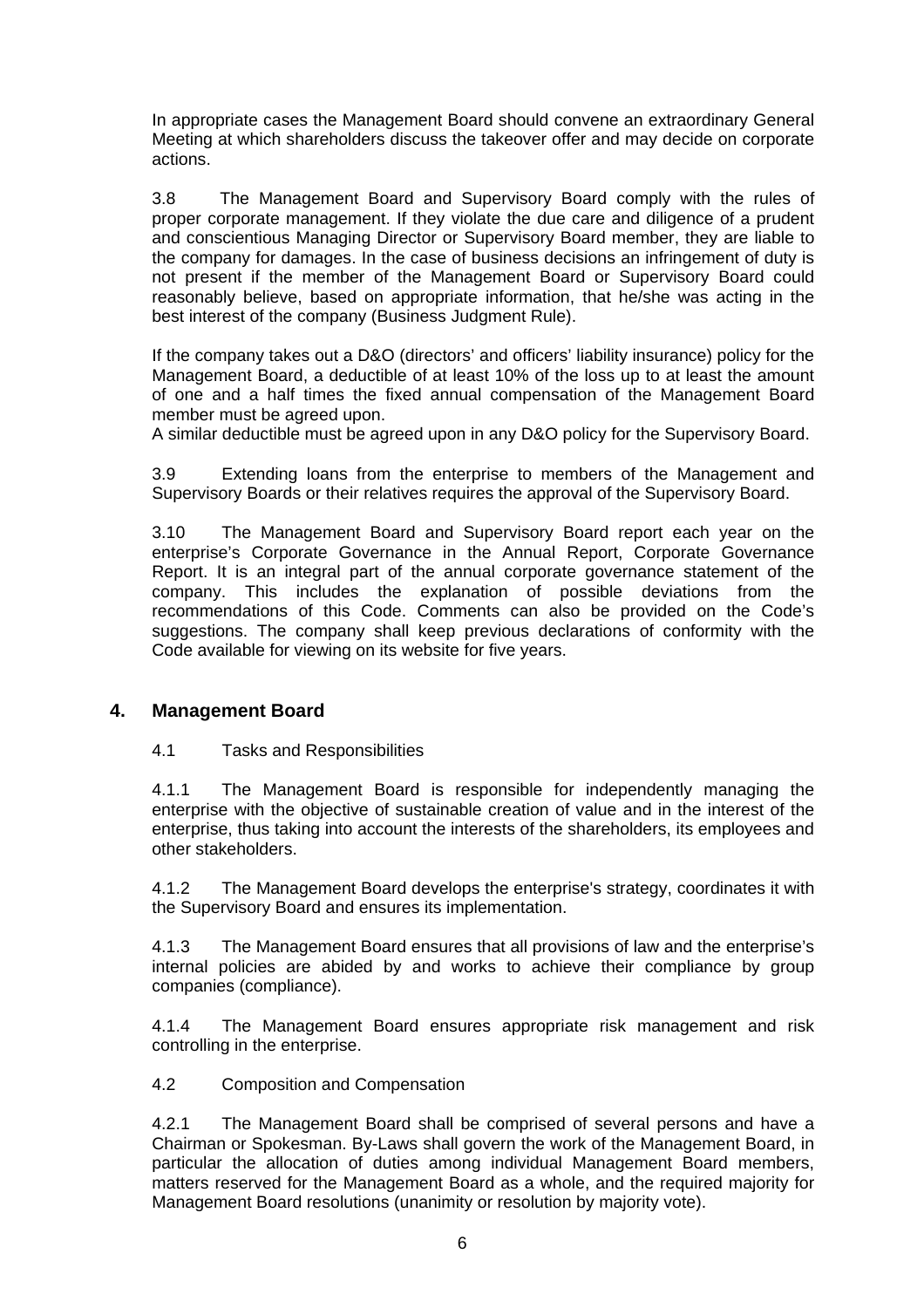In appropriate cases the Management Board should convene an extraordinary General Meeting at which shareholders discuss the takeover offer and may decide on corporate actions.

3.8 The Management Board and Supervisory Board comply with the rules of proper corporate management. If they violate the due care and diligence of a prudent and conscientious Managing Director or Supervisory Board member, they are liable to the company for damages. In the case of business decisions an infringement of duty is not present if the member of the Management Board or Supervisory Board could reasonably believe, based on appropriate information, that he/she was acting in the best interest of the company (Business Judgment Rule).

If the company takes out a D&O (directors' and officers' liability insurance) policy for the Management Board, a deductible of at least 10% of the loss up to at least the amount of one and a half times the fixed annual compensation of the Management Board member must be agreed upon.
A similar deductible must be agreed upon in any D&O policy for the Supervisory Board.

3.9 Extending loans from the enterprise to members of the Management and Supervisory Boards or their relatives requires the approval of the Supervisory Board.

3.10 The Management Board and Supervisory Board report each year on the enterprise's Corporate Governance in the Annual Report, Corporate Governance Report. It is an integral part of the annual corporate governance statement of the company. This includes the explanation of possible deviations from the recommendations of this Code. Comments can also be provided on the Code's suggestions. The company shall keep previous declarations of conformity with the Code available for viewing on its website for five years.

## 4. Management Board

4.1 Tasks and Responsibilities

4.1.1 The Management Board is responsible for independently managing the enterprise with the objective of sustainable creation of value and in the interest of the enterprise, thus taking into account the interests of the shareholders, its employees and other stakeholders.

4.1.2 The Management Board develops the enterprise's strategy, coordinates it with the Supervisory Board and ensures its implementation.

4.1.3 The Management Board ensures that all provisions of law and the enterprise's internal policies are abided by and works to achieve their compliance by group companies (compliance).

4.1.4 The Management Board ensures appropriate risk management and risk controlling in the enterprise.

4.2 Composition and Compensation

4.2.1 The Management Board shall be comprised of several persons and have a Chairman or Spokesman. By-Laws shall govern the work of the Management Board, in particular the allocation of duties among individual Management Board members, matters reserved for the Management Board as a whole, and the required majority for Management Board resolutions (unanimity or resolution by majority vote).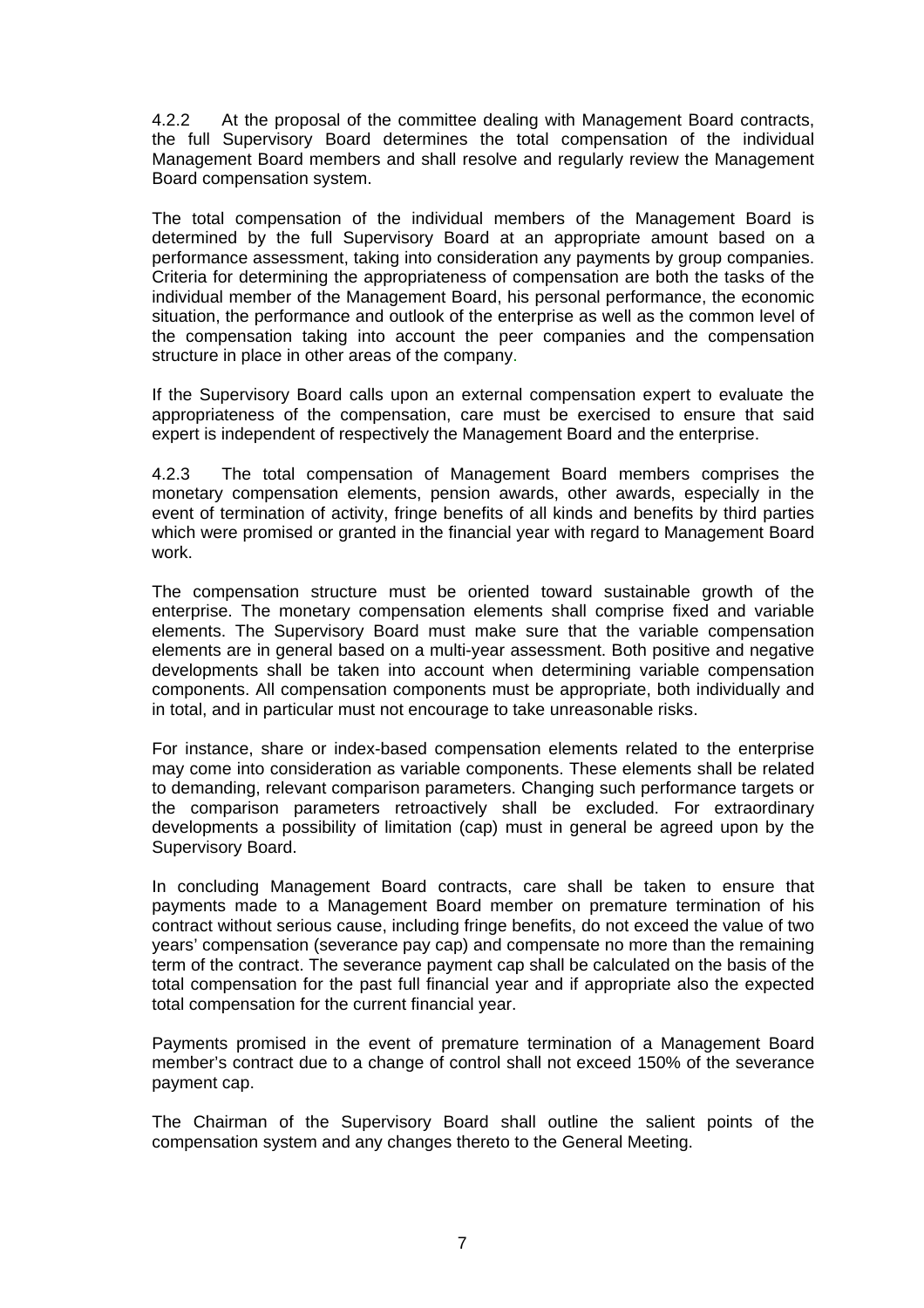4.2.2 At the proposal of the committee dealing with Management Board contracts, the full Supervisory Board determines the total compensation of the individual Management Board members and shall resolve and regularly review the Management Board compensation system.

The total compensation of the individual members of the Management Board is determined by the full Supervisory Board at an appropriate amount based on a performance assessment, taking into consideration any payments by group companies. Criteria for determining the appropriateness of compensation are both the tasks of the individual member of the Management Board, his personal performance, the economic situation, the performance and outlook of the enterprise as well as the common level of the compensation taking into account the peer companies and the compensation structure in place in other areas of the company.

If the Supervisory Board calls upon an external compensation expert to evaluate the appropriateness of the compensation, care must be exercised to ensure that said expert is independent of respectively the Management Board and the enterprise.

4.2.3 The total compensation of Management Board members comprises the monetary compensation elements, pension awards, other awards, especially in the event of termination of activity, fringe benefits of all kinds and benefits by third parties which were promised or granted in the financial year with regard to Management Board work.

The compensation structure must be oriented toward sustainable growth of the enterprise. The monetary compensation elements shall comprise fixed and variable elements. The Supervisory Board must make sure that the variable compensation elements are in general based on a multi-year assessment. Both positive and negative developments shall be taken into account when determining variable compensation components. All compensation components must be appropriate, both individually and in total, and in particular must not encourage to take unreasonable risks.

For instance, share or index-based compensation elements related to the enterprise may come into consideration as variable components. These elements shall be related to demanding, relevant comparison parameters. Changing such performance targets or the comparison parameters retroactively shall be excluded. For extraordinary developments a possibility of limitation (cap) must in general be agreed upon by the Supervisory Board.

In concluding Management Board contracts, care shall be taken to ensure that payments made to a Management Board member on premature termination of his contract without serious cause, including fringe benefits, do not exceed the value of two years' compensation (severance pay cap) and compensate no more than the remaining term of the contract. The severance payment cap shall be calculated on the basis of the total compensation for the past full financial year and if appropriate also the expected total compensation for the current financial year.

Payments promised in the event of premature termination of a Management Board member's contract due to a change of control shall not exceed 150% of the severance payment cap.

The Chairman of the Supervisory Board shall outline the salient points of the compensation system and any changes thereto to the General Meeting.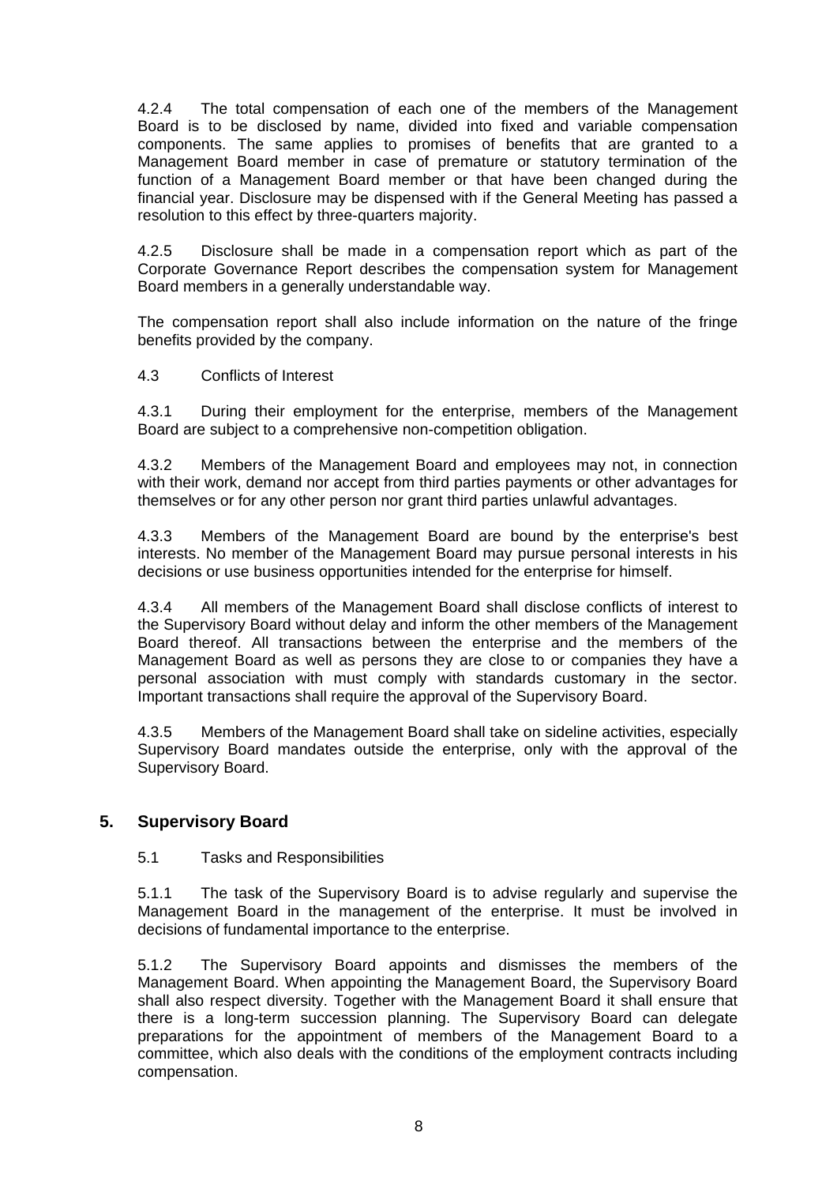4.2.4 The total compensation of each one of the members of the Management Board is to be disclosed by name, divided into fixed and variable compensation components. The same applies to promises of benefits that are granted to a Management Board member in case of premature or statutory termination of the function of a Management Board member or that have been changed during the financial year. Disclosure may be dispensed with if the General Meeting has passed a resolution to this effect by three-quarters majority.

4.2.5 Disclosure shall be made in a compensation report which as part of the Corporate Governance Report describes the compensation system for Management Board members in a generally understandable way.

The compensation report shall also include information on the nature of the fringe benefits provided by the company.

4.3 Conflicts of Interest

4.3.1 During their employment for the enterprise, members of the Management Board are subject to a comprehensive non-competition obligation.

4.3.2 Members of the Management Board and employees may not, in connection with their work, demand nor accept from third parties payments or other advantages for themselves or for any other person nor grant third parties unlawful advantages.

4.3.3 Members of the Management Board are bound by the enterprise's best interests. No member of the Management Board may pursue personal interests in his decisions or use business opportunities intended for the enterprise for himself.

4.3.4 All members of the Management Board shall disclose conflicts of interest to the Supervisory Board without delay and inform the other members of the Management Board thereof. All transactions between the enterprise and the members of the Management Board as well as persons they are close to or companies they have a personal association with must comply with standards customary in the sector. Important transactions shall require the approval of the Supervisory Board.

4.3.5 Members of the Management Board shall take on sideline activities, especially Supervisory Board mandates outside the enterprise, only with the approval of the Supervisory Board.

## 5. Supervisory Board

5.1 Tasks and Responsibilities

5.1.1 The task of the Supervisory Board is to advise regularly and supervise the Management Board in the management of the enterprise. It must be involved in decisions of fundamental importance to the enterprise.

5.1.2 The Supervisory Board appoints and dismisses the members of the Management Board. When appointing the Management Board, the Supervisory Board shall also respect diversity. Together with the Management Board it shall ensure that there is a long-term succession planning. The Supervisory Board can delegate preparations for the appointment of members of the Management Board to a committee, which also deals with the conditions of the employment contracts including compensation.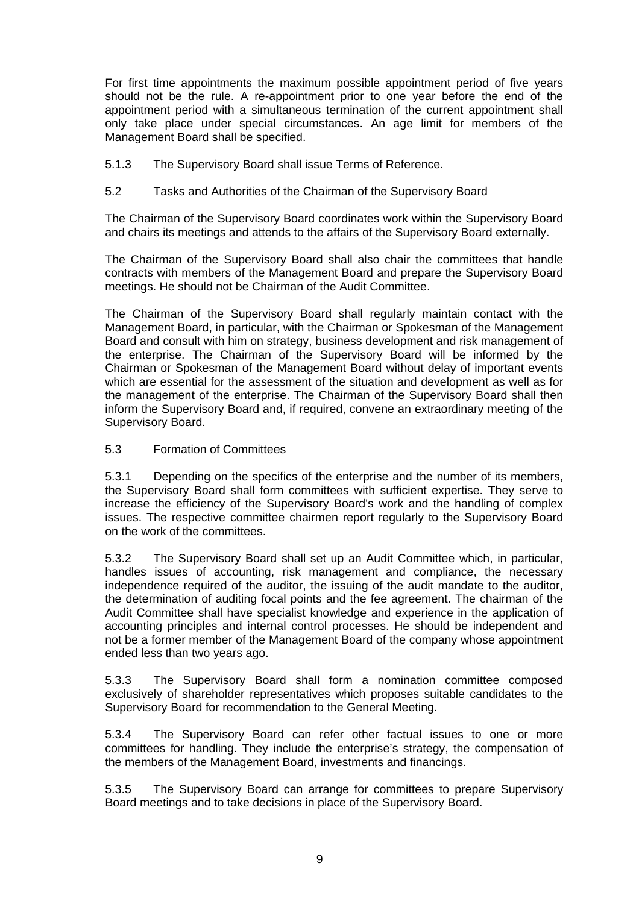For first time appointments the maximum possible appointment period of five years should not be the rule. A re-appointment prior to one year before the end of the appointment period with a simultaneous termination of the current appointment shall only take place under special circumstances. An age limit for members of the Management Board shall be specified.

5.1.3 The Supervisory Board shall issue Terms of Reference.

### 5.2 Tasks and Authorities of the Chairman of the Supervisory Board

The Chairman of the Supervisory Board coordinates work within the Supervisory Board and chairs its meetings and attends to the affairs of the Supervisory Board externally.

The Chairman of the Supervisory Board shall also chair the committees that handle contracts with members of the Management Board and prepare the Supervisory Board meetings. He should not be Chairman of the Audit Committee.

The Chairman of the Supervisory Board shall regularly maintain contact with the Management Board, in particular, with the Chairman or Spokesman of the Management Board and consult with him on strategy, business development and risk management of the enterprise. The Chairman of the Supervisory Board will be informed by the Chairman or Spokesman of the Management Board without delay of important events which are essential for the assessment of the situation and development as well as for the management of the enterprise. The Chairman of the Supervisory Board shall then inform the Supervisory Board and, if required, convene an extraordinary meeting of the Supervisory Board.

### 5.3 Formation of Committees

5.3.1 Depending on the specifics of the enterprise and the number of its members, the Supervisory Board shall form committees with sufficient expertise. They serve to increase the efficiency of the Supervisory Board's work and the handling of complex issues. The respective committee chairmen report regularly to the Supervisory Board on the work of the committees.

5.3.2 The Supervisory Board shall set up an Audit Committee which, in particular, handles issues of accounting, risk management and compliance, the necessary independence required of the auditor, the issuing of the audit mandate to the auditor, the determination of auditing focal points and the fee agreement. The chairman of the Audit Committee shall have specialist knowledge and experience in the application of accounting principles and internal control processes. He should be independent and not be a former member of the Management Board of the company whose appointment ended less than two years ago.

5.3.3 The Supervisory Board shall form a nomination committee composed exclusively of shareholder representatives which proposes suitable candidates to the Supervisory Board for recommendation to the General Meeting.

5.3.4 The Supervisory Board can refer other factual issues to one or more committees for handling. They include the enterprise's strategy, the compensation of the members of the Management Board, investments and financings.

5.3.5 The Supervisory Board can arrange for committees to prepare Supervisory Board meetings and to take decisions in place of the Supervisory Board.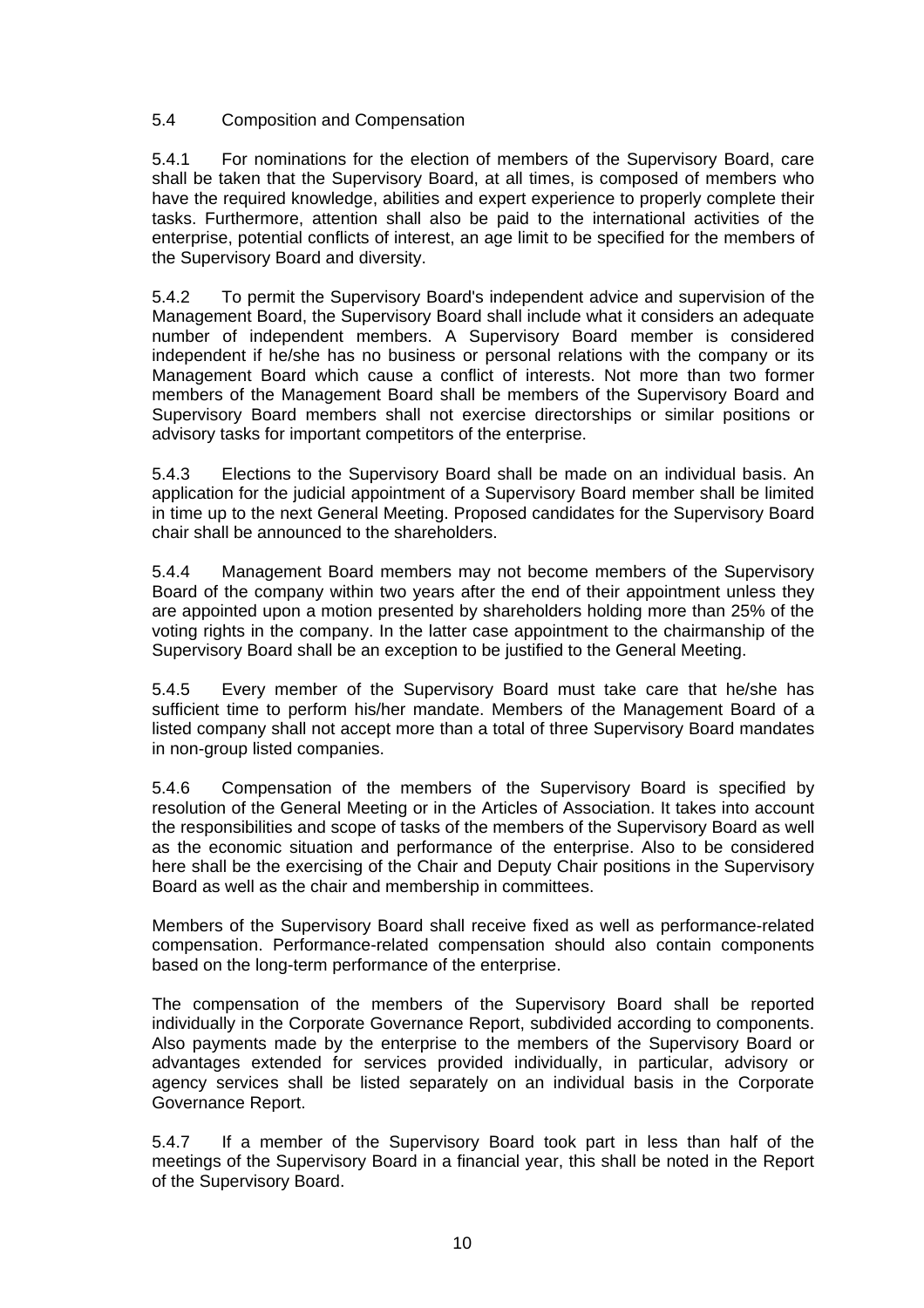## 5.4 Composition and Compensation

5.4.1 For nominations for the election of members of the Supervisory Board, care shall be taken that the Supervisory Board, at all times, is composed of members who have the required knowledge, abilities and expert experience to properly complete their tasks. Furthermore, attention shall also be paid to the international activities of the enterprise, potential conflicts of interest, an age limit to be specified for the members of the Supervisory Board and diversity.

5.4.2 To permit the Supervisory Board's independent advice and supervision of the Management Board, the Supervisory Board shall include what it considers an adequate number of independent members. A Supervisory Board member is considered independent if he/she has no business or personal relations with the company or its Management Board which cause a conflict of interests. Not more than two former members of the Management Board shall be members of the Supervisory Board and Supervisory Board members shall not exercise directorships or similar positions or advisory tasks for important competitors of the enterprise.

5.4.3 Elections to the Supervisory Board shall be made on an individual basis. An application for the judicial appointment of a Supervisory Board member shall be limited in time up to the next General Meeting. Proposed candidates for the Supervisory Board chair shall be announced to the shareholders.

5.4.4 Management Board members may not become members of the Supervisory Board of the company within two years after the end of their appointment unless they are appointed upon a motion presented by shareholders holding more than 25% of the voting rights in the company. In the latter case appointment to the chairmanship of the Supervisory Board shall be an exception to be justified to the General Meeting.

5.4.5 Every member of the Supervisory Board must take care that he/she has sufficient time to perform his/her mandate. Members of the Management Board of a listed company shall not accept more than a total of three Supervisory Board mandates in non-group listed companies.

5.4.6 Compensation of the members of the Supervisory Board is specified by resolution of the General Meeting or in the Articles of Association. It takes into account the responsibilities and scope of tasks of the members of the Supervisory Board as well as the economic situation and performance of the enterprise. Also to be considered here shall be the exercising of the Chair and Deputy Chair positions in the Supervisory Board as well as the chair and membership in committees.

Members of the Supervisory Board shall receive fixed as well as performance-related compensation. Performance-related compensation should also contain components based on the long-term performance of the enterprise.

The compensation of the members of the Supervisory Board shall be reported individually in the Corporate Governance Report, subdivided according to components. Also payments made by the enterprise to the members of the Supervisory Board or advantages extended for services provided individually, in particular, advisory or agency services shall be listed separately on an individual basis in the Corporate Governance Report.

5.4.7 If a member of the Supervisory Board took part in less than half of the meetings of the Supervisory Board in a financial year, this shall be noted in the Report of the Supervisory Board.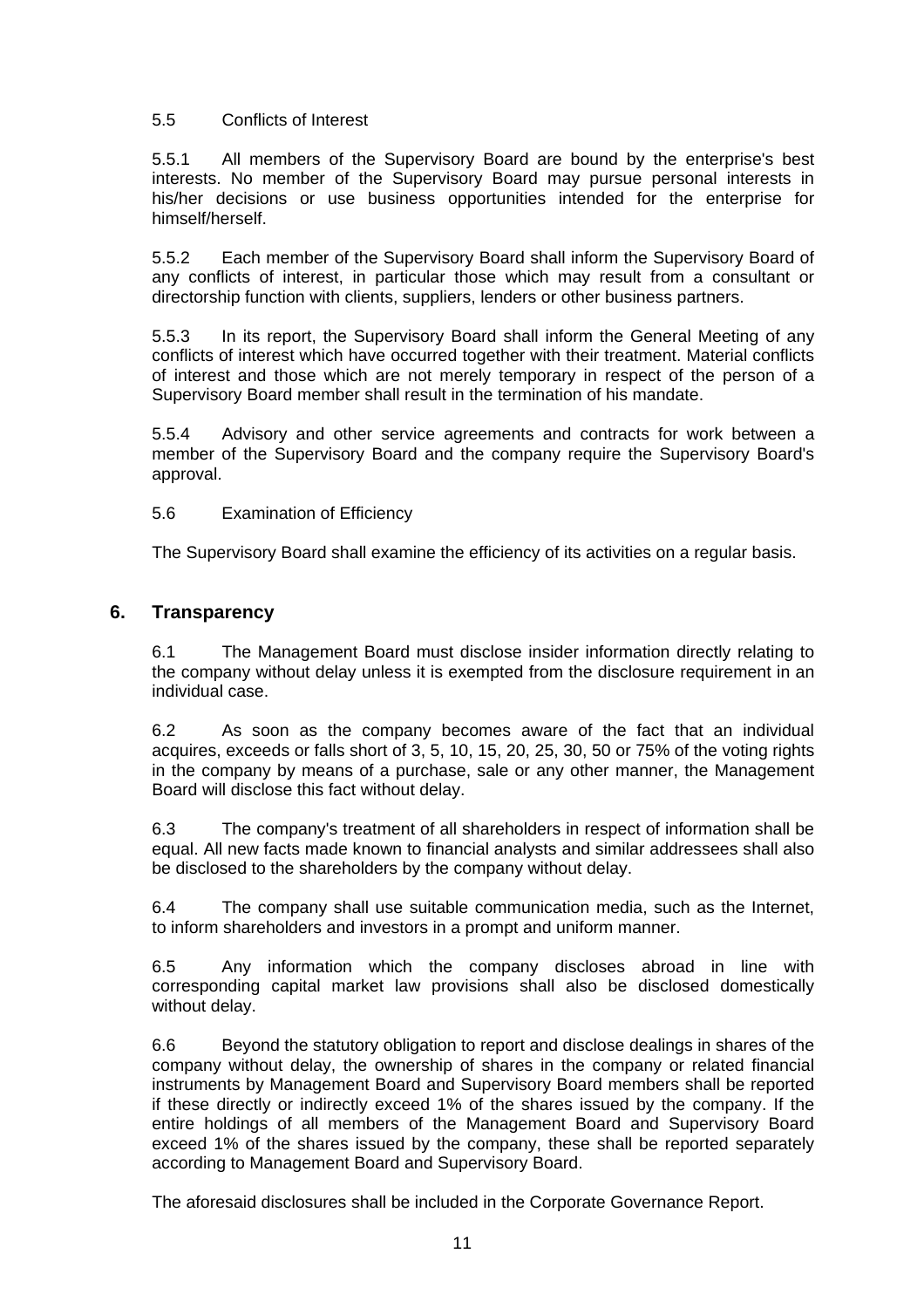5.5 Conflicts of Interest

5.5.1 All members of the Supervisory Board are bound by the enterprise's best interests. No member of the Supervisory Board may pursue personal interests in his/her decisions or use business opportunities intended for the enterprise for himself/herself.

5.5.2 Each member of the Supervisory Board shall inform the Supervisory Board of any conflicts of interest, in particular those which may result from a consultant or directorship function with clients, suppliers, lenders or other business partners.

5.5.3 In its report, the Supervisory Board shall inform the General Meeting of any conflicts of interest which have occurred together with their treatment. Material conflicts of interest and those which are not merely temporary in respect of the person of a Supervisory Board member shall result in the termination of his mandate.

5.5.4 Advisory and other service agreements and contracts for work between a member of the Supervisory Board and the company require the Supervisory Board's approval.

5.6 Examination of Efficiency

The Supervisory Board shall examine the efficiency of its activities on a regular basis.

## 6. Transparency

6.1 The Management Board must disclose insider information directly relating to the company without delay unless it is exempted from the disclosure requirement in an individual case.

6.2 As soon as the company becomes aware of the fact that an individual acquires, exceeds or falls short of 3, 5, 10, 15, 20, 25, 30, 50 or 75% of the voting rights in the company by means of a purchase, sale or any other manner, the Management Board will disclose this fact without delay.

6.3 The company's treatment of all shareholders in respect of information shall be equal. All new facts made known to financial analysts and similar addressees shall also be disclosed to the shareholders by the company without delay.

6.4 The company shall use suitable communication media, such as the Internet, to inform shareholders and investors in a prompt and uniform manner.

6.5 Any information which the company discloses abroad in line with corresponding capital market law provisions shall also be disclosed domestically without delay.

6.6 Beyond the statutory obligation to report and disclose dealings in shares of the company without delay, the ownership of shares in the company or related financial instruments by Management Board and Supervisory Board members shall be reported if these directly or indirectly exceed 1% of the shares issued by the company. If the entire holdings of all members of the Management Board and Supervisory Board exceed 1% of the shares issued by the company, these shall be reported separately according to Management Board and Supervisory Board.

The aforesaid disclosures shall be included in the Corporate Governance Report.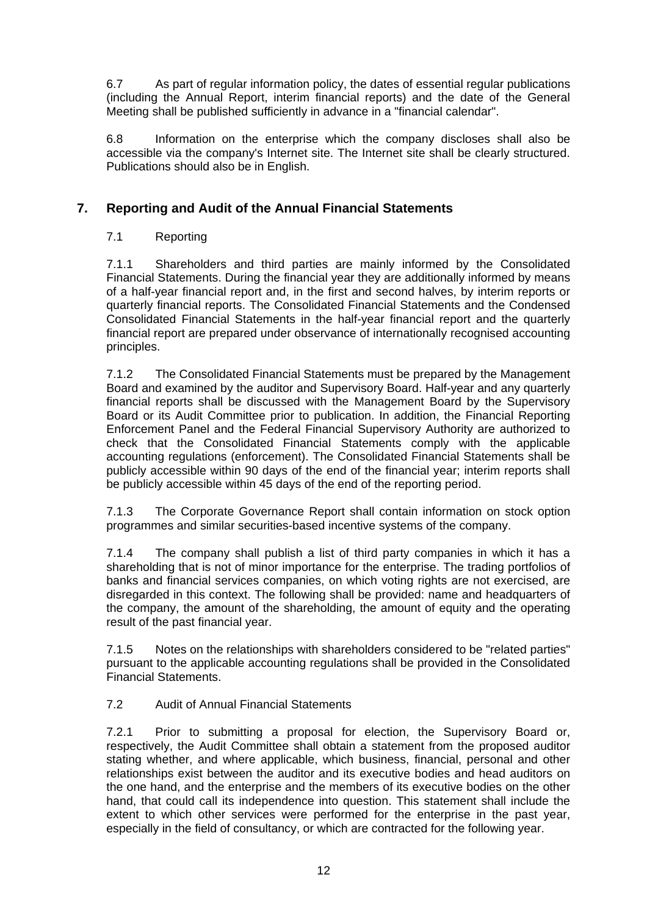6.7 As part of regular information policy, the dates of essential regular publications (including the Annual Report, interim financial reports) and the date of the General Meeting shall be published sufficiently in advance in a "financial calendar".

6.8 Information on the enterprise which the company discloses shall also be accessible via the company's Internet site. The Internet site shall be clearly structured. Publications should also be in English.

## 7. Reporting and Audit of the Annual Financial Statements

### 7.1 Reporting

7.1.1 Shareholders and third parties are mainly informed by the Consolidated Financial Statements. During the financial year they are additionally informed by means of a half-year financial report and, in the first and second halves, by interim reports or quarterly financial reports. The Consolidated Financial Statements and the Condensed Consolidated Financial Statements in the half-year financial report and the quarterly financial report are prepared under observance of internationally recognised accounting principles.

7.1.2 The Consolidated Financial Statements must be prepared by the Management Board and examined by the auditor and Supervisory Board. Half-year and any quarterly financial reports shall be discussed with the Management Board by the Supervisory Board or its Audit Committee prior to publication. In addition, the Financial Reporting Enforcement Panel and the Federal Financial Supervisory Authority are authorized to check that the Consolidated Financial Statements comply with the applicable accounting regulations (enforcement). The Consolidated Financial Statements shall be publicly accessible within 90 days of the end of the financial year; interim reports shall be publicly accessible within 45 days of the end of the reporting period.

7.1.3 The Corporate Governance Report shall contain information on stock option programmes and similar securities-based incentive systems of the company.

7.1.4 The company shall publish a list of third party companies in which it has a shareholding that is not of minor importance for the enterprise. The trading portfolios of banks and financial services companies, on which voting rights are not exercised, are disregarded in this context. The following shall be provided: name and headquarters of the company, the amount of the shareholding, the amount of equity and the operating result of the past financial year.

7.1.5 Notes on the relationships with shareholders considered to be "related parties" pursuant to the applicable accounting regulations shall be provided in the Consolidated Financial Statements.

### 7.2 Audit of Annual Financial Statements

7.2.1 Prior to submitting a proposal for election, the Supervisory Board or, respectively, the Audit Committee shall obtain a statement from the proposed auditor stating whether, and where applicable, which business, financial, personal and other relationships exist between the auditor and its executive bodies and head auditors on the one hand, and the enterprise and the members of its executive bodies on the other hand, that could call its independence into question. This statement shall include the extent to which other services were performed for the enterprise in the past year, especially in the field of consultancy, or which are contracted for the following year.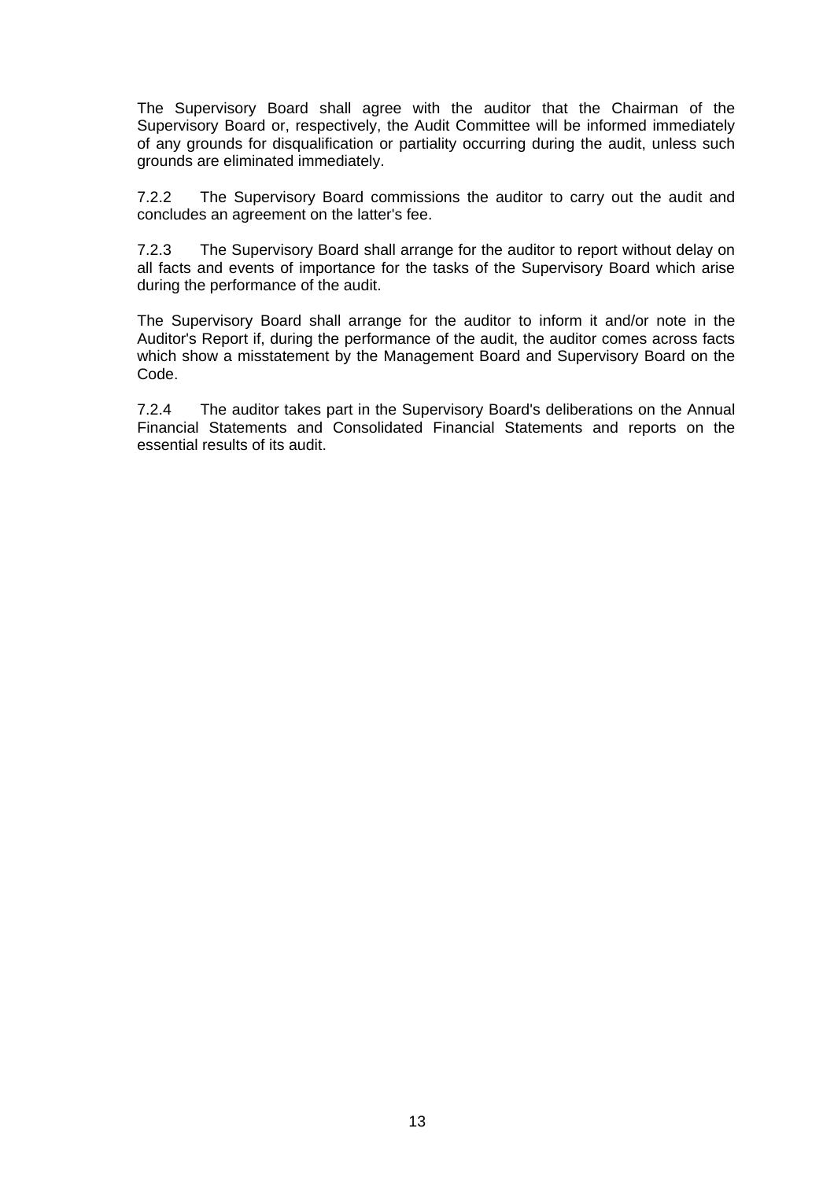The Supervisory Board shall agree with the auditor that the Chairman of the Supervisory Board or, respectively, the Audit Committee will be informed immediately of any grounds for disqualification or partiality occurring during the audit, unless such grounds are eliminated immediately.

7.2.2 The Supervisory Board commissions the auditor to carry out the audit and concludes an agreement on the latter's fee.

7.2.3 The Supervisory Board shall arrange for the auditor to report without delay on all facts and events of importance for the tasks of the Supervisory Board which arise during the performance of the audit.

The Supervisory Board shall arrange for the auditor to inform it and/or note in the Auditor's Report if, during the performance of the audit, the auditor comes across facts which show a misstatement by the Management Board and Supervisory Board on the Code.

7.2.4 The auditor takes part in the Supervisory Board's deliberations on the Annual Financial Statements and Consolidated Financial Statements and reports on the essential results of its audit.